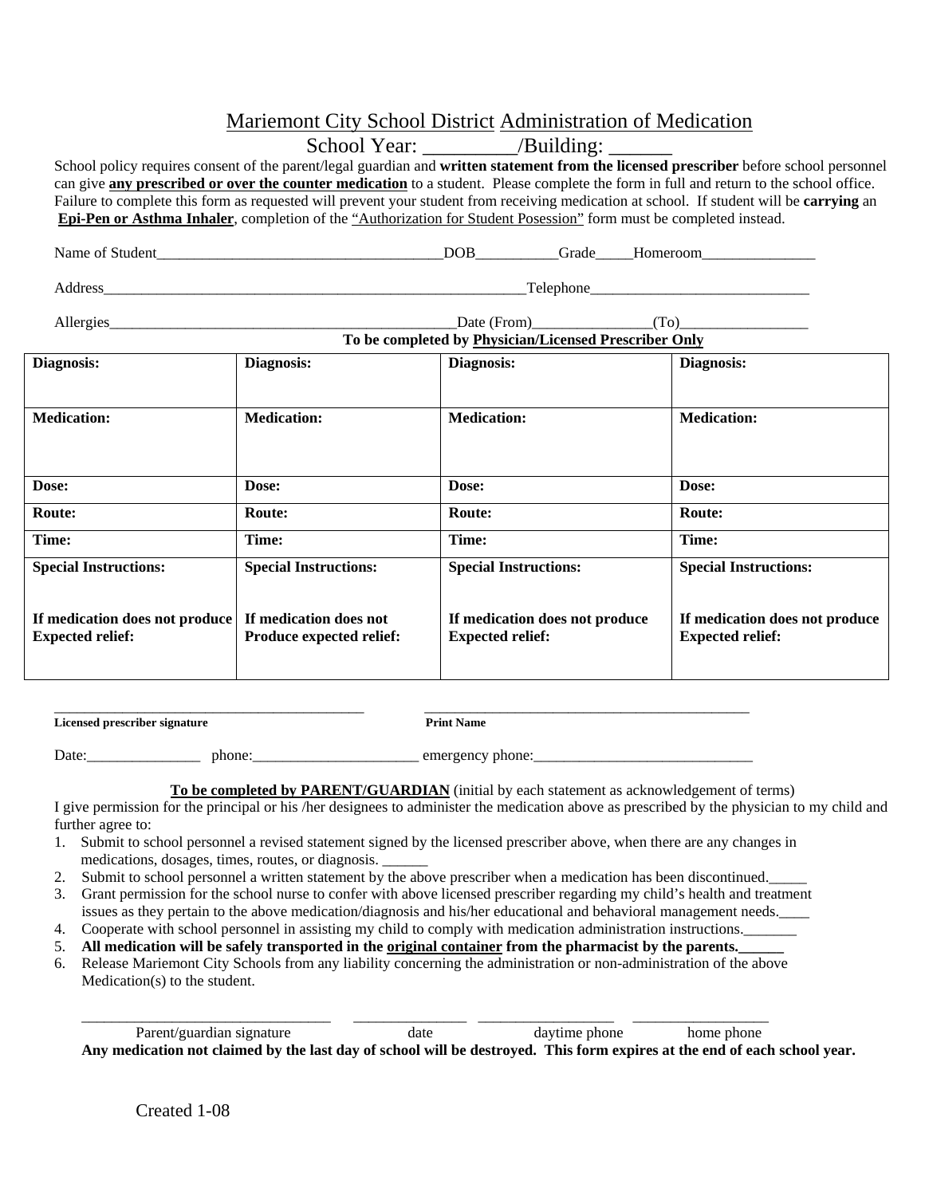# Mariemont City School District Administration of Medication

## School Year: _________/Building: ______

School policy requires consent of the parent/legal guardian and **written statement from the licensed prescriber** before school personnel can give **any prescribed or over the counter medication** to a student. Please complete the form in full and return to the school office. Failure to complete this form as requested will prevent your student from receiving medication at school. If student will be **carrying** an **Epi-Pen or Asthma Inhaler**, completion of the "Authorization for Student Posession" form must be completed instead.

Name of Student______________________________________DOB__________Grade_____Homeroom_______________

Address________________________________________________________Telephone_____________________________

Allergies______________________________________________Date (From)_______________(To)_________________

**To be completed by Physician/Licensed Prescriber Only**

| **Diagnosis:** | **Diagnosis:** | **Diagnosis:** | **Diagnosis:** |
|---|---|---|---|
| **Medication:** | **Medication:** | **Medication:** | **Medication:** |
| **Dose:** | **Dose:** | **Dose:** | **Dose:** |
| **Route:** | **Route:** | **Route:** | **Route:** |
| **Time:** | **Time:** | **Time:** | **Time:** |
| **Special Instructions:** <br><br> **If medication does not produce Expected relief:** | **Special Instructions:** <br><br> **If medication does not Produce expected relief:** | **Special Instructions:** <br><br> **If medication does not produce Expected relief:** | **Special Instructions:** <br><br> **If medication does not produce Expected relief:** |

__________________________________________ __________________________________________

**Licensed prescriber signature** **Print Name**

Date:_______________ phone:______________________ emergency phone:_____________________________

**To be completed by PARENT/GUARDIAN** (initial by each statement as acknowledgement of terms)

I give permission for the principal or his /her designees to administer the medication above as prescribed by the physician to my child and further agree to:

1. Submit to school personnel a revised statement signed by the licensed prescriber above, when there are any changes in medications, dosages, times, routes, or diagnosis. ______
2. Submit to school personnel a written statement by the above prescriber when a medication has been discontinued._____
3. Grant permission for the school nurse to confer with above licensed prescriber regarding my child's health and treatment issues as they pertain to the above medication/diagnosis and his/her educational and behavioral management needs.____
4. Cooperate with school personnel in assisting my child to comply with medication administration instructions._______
5. **All medication will be safely transported in the original container from the pharmacist by the parents.______**
6. Release Mariemont City Schools from any liability concerning the administration or non-administration of the above Medication(s) to the student.

________________________________ _______________ __________________ __________________

Parent/guardian signature date daytime phone home phone

**Any medication not claimed by the last day of school will be destroyed. This form expires at the end of each school year.**

Created 1-08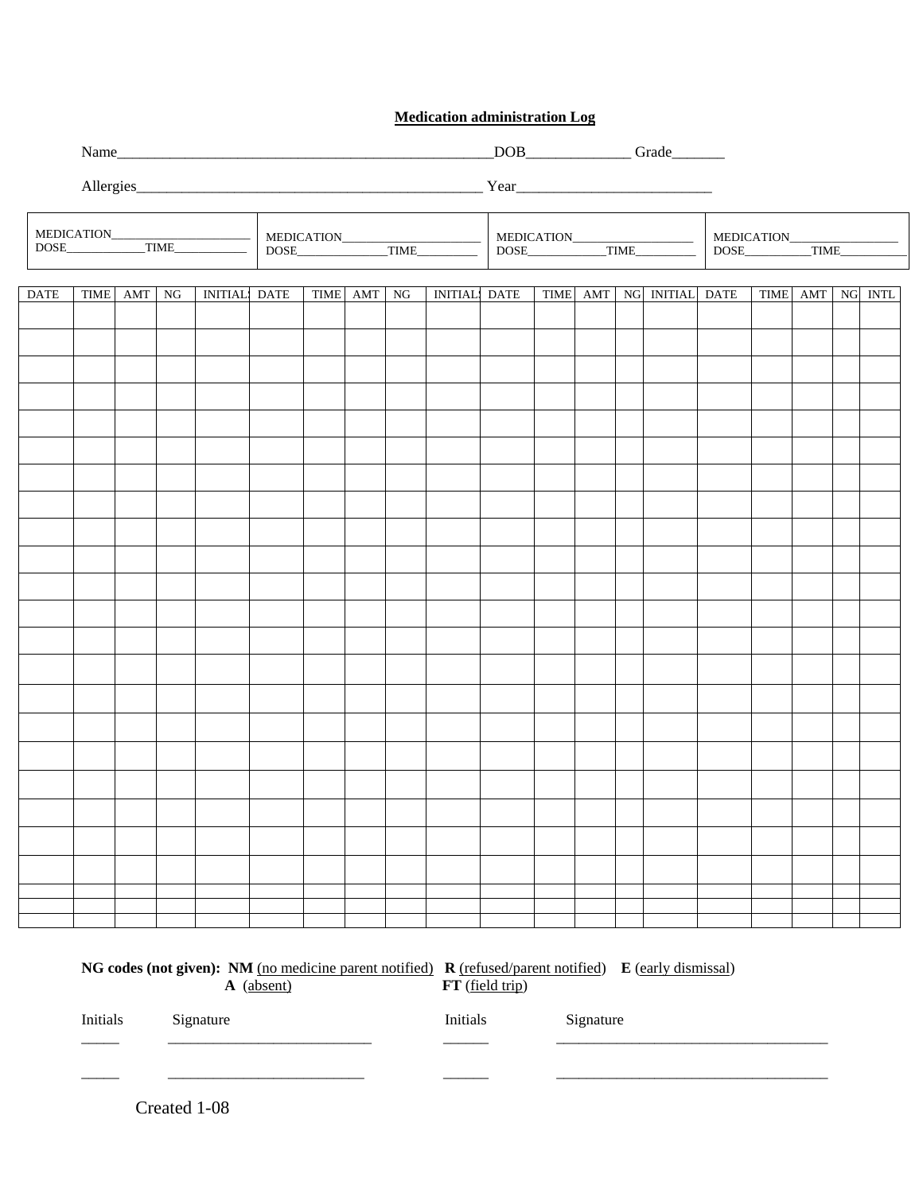**Medication administration Log**

Name___________________________________________________DOB______________ Grade_______

Allergies_________________________________________________ Year__________________________

| MEDICATION_______________________ DOSE_____________TIME____________ | MEDICATION_______________________ DOSE_______________TIME__________ | MEDICATION____________________ DOSE_____________TIME__________ | MEDICATION__________________ DOSE___________TIME___________ |
|---|---|---|---|

| DATE | TIME | AMT | NG | INITIALS | DATE | TIME | AMT | NG | INITIALS | DATE | TIME | AMT | NG | INITIAL | DATE | TIME | AMT | NG | INTL |
|---|---|---|---|---|---|---|---|---|---|---|---|---|---|---|---|---|---|---|---|
| | | | | | | | | | | | | | | | | | | | |
| | | | | | | | | | | | | | | | | | | | |
| | | | | | | | | | | | | | | | | | | | |
| | | | | | | | | | | | | | | | | | | | |
| | | | | | | | | | | | | | | | | | | | |
| | | | | | | | | | | | | | | | | | | | |
| | | | | | | | | | | | | | | | | | | | |
| | | | | | | | | | | | | | | | | | | | |
| | | | | | | | | | | | | | | | | | | | |
| | | | | | | | | | | | | | | | | | | | |
| | | | | | | | | | | | | | | | | | | | |
| | | | | | | | | | | | | | | | | | | | |
| | | | | | | | | | | | | | | | | | | | |
| | | | | | | | | | | | | | | | | | | | |
| | | | | | | | | | | | | | | | | | | | |
| | | | | | | | | | | | | | | | | | | | |
| | | | | | | | | | | | | | | | | | | | |
| | | | | | | | | | | | | | | | | | | | |
| | | | | | | | | | | | | | | | | | | | |
| | | | | | | | | | | | | | | | | | | | |
| | | | | | | | | | | | | | | | | | | | |
| | | | | | | | | | | | | | | | | | | | |
| | | | | | | | | | | | | | | | | | | | |
| | | | | | | | | | | | | | | | | | | | |

**NG codes (not given): NM** (no medicine parent notified) **R** (refused/parent notified) **E** (early dismissal) **A** (absent) **FT** (field trip)

Initials Signature Initials Signature

_____ ___________________________ ______ ____________________________________

_____ __________________________ ______ ____________________________________

Created 1-08